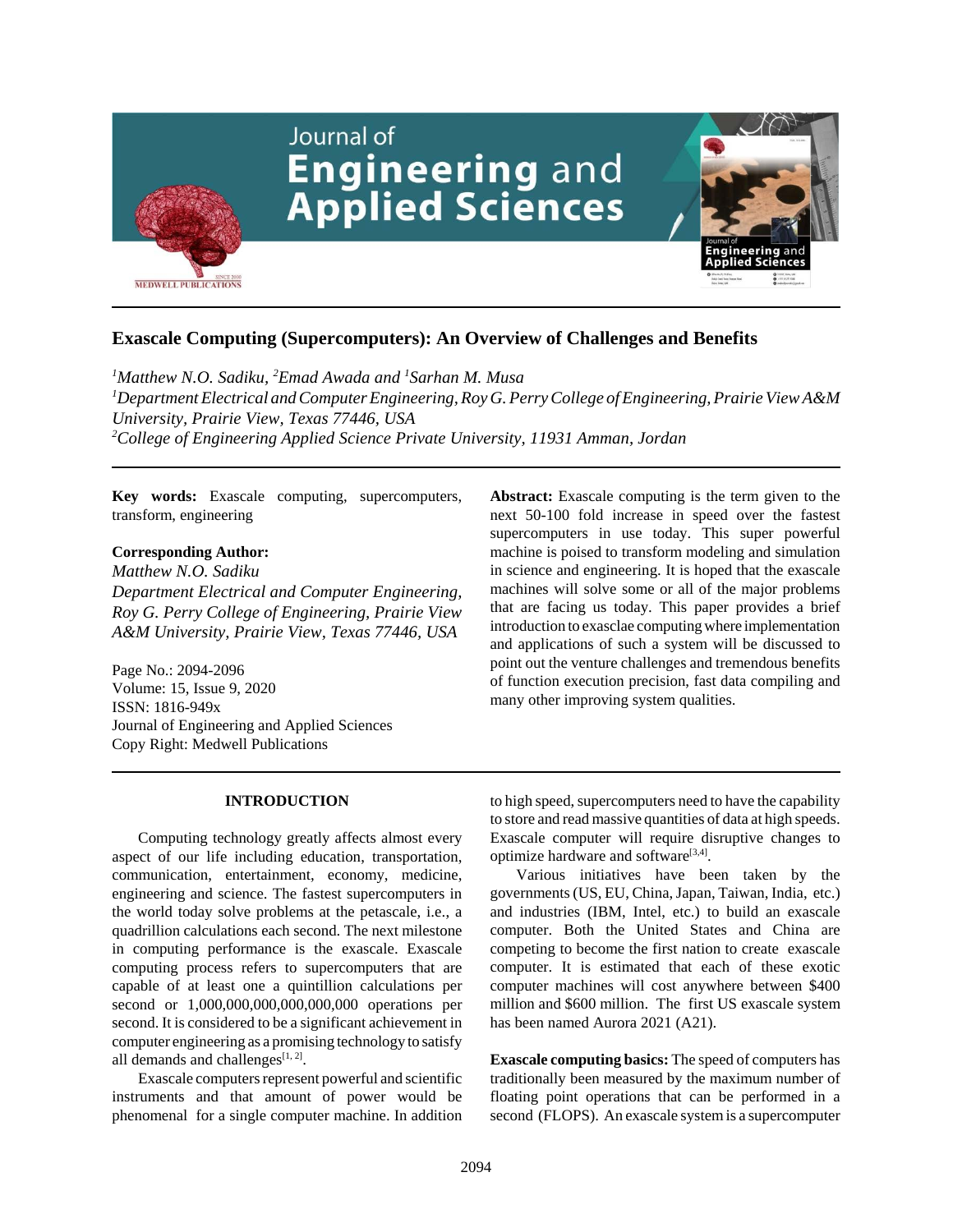# Exascale Computing (Supercomputers): An Overview of Challenges and Benefits

*[1]Matthew N.O. Sadiku, [2]Emad Awada and [1]Sarhan M. Musa*

*[1]Department Electrical and Computer Engineering, Roy G. Perry College of Engineering, Prairie View A&M University, Prairie View, Texas 77446, USA*

*[2]College of Engineering Applied Science Private University, 11931 Amman, Jordan*

**Key words:** Exascale computing, supercomputers, transform, engineering

**Corresponding Author:**
*Matthew N.O. Sadiku*
*Department Electrical and Computer Engineering, Roy G. Perry College of Engineering, Prairie View A&M University, Prairie View, Texas 77446, USA*

Page No.: 2094-2096
Volume: 15, Issue 9, 2020
ISSN: 1816-949x
Journal of Engineering and Applied Sciences
Copy Right: Medwell Publications

**Abstract:** Exascale computing is the term given to the next 50-100 fold increase in speed over the fastest supercomputers in use today. This super powerful machine is poised to transform modeling and simulation in science and engineering. It is hoped that the exascale machines will solve some or all of the major problems that are facing us today. This paper provides a brief introduction to exasclae computing where implementation and applications of such a system will be discussed to point out the venture challenges and tremendous benefits of function execution precision, fast data compiling and many other improving system qualities.

## INTRODUCTION

Computing technology greatly affects almost every aspect of our life including education, transportation, communication, entertainment, economy, medicine, engineering and science. The fastest supercomputers in the world today solve problems at the petascale, i.e., a quadrillion calculations each second. The next milestone in computing performance is the exascale. Exascale computing process refers to supercomputers that are capable of at least one a quintillion calculations per second or 1,000,000,000,000,000,000 operations per second. It is considered to be a significant achievement in computer engineering as a promising technology to satisfy all demands and challenges[1, 2].

Exascale computers represent powerful and scientific instruments and that amount of power would be phenomenal for a single computer machine. In addition to high speed, supercomputers need to have the capability to store and read massive quantities of data at high speeds. Exascale computer will require disruptive changes to optimize hardware and software[3,4].

Various initiatives have been taken by the governments (US, EU, China, Japan, Taiwan, India, etc.) and industries (IBM, Intel, etc.) to build an exascale computer. Both the United States and China are competing to become the first nation to create exascale computer. It is estimated that each of these exotic computer machines will cost anywhere between $400 million and $600 million. The first US exascale system has been named Aurora 2021 (A21).

**Exascale computing basics:** The speed of computers has traditionally been measured by the maximum number of floating point operations that can be performed in a second (FLOPS). An exascale system is a supercomputer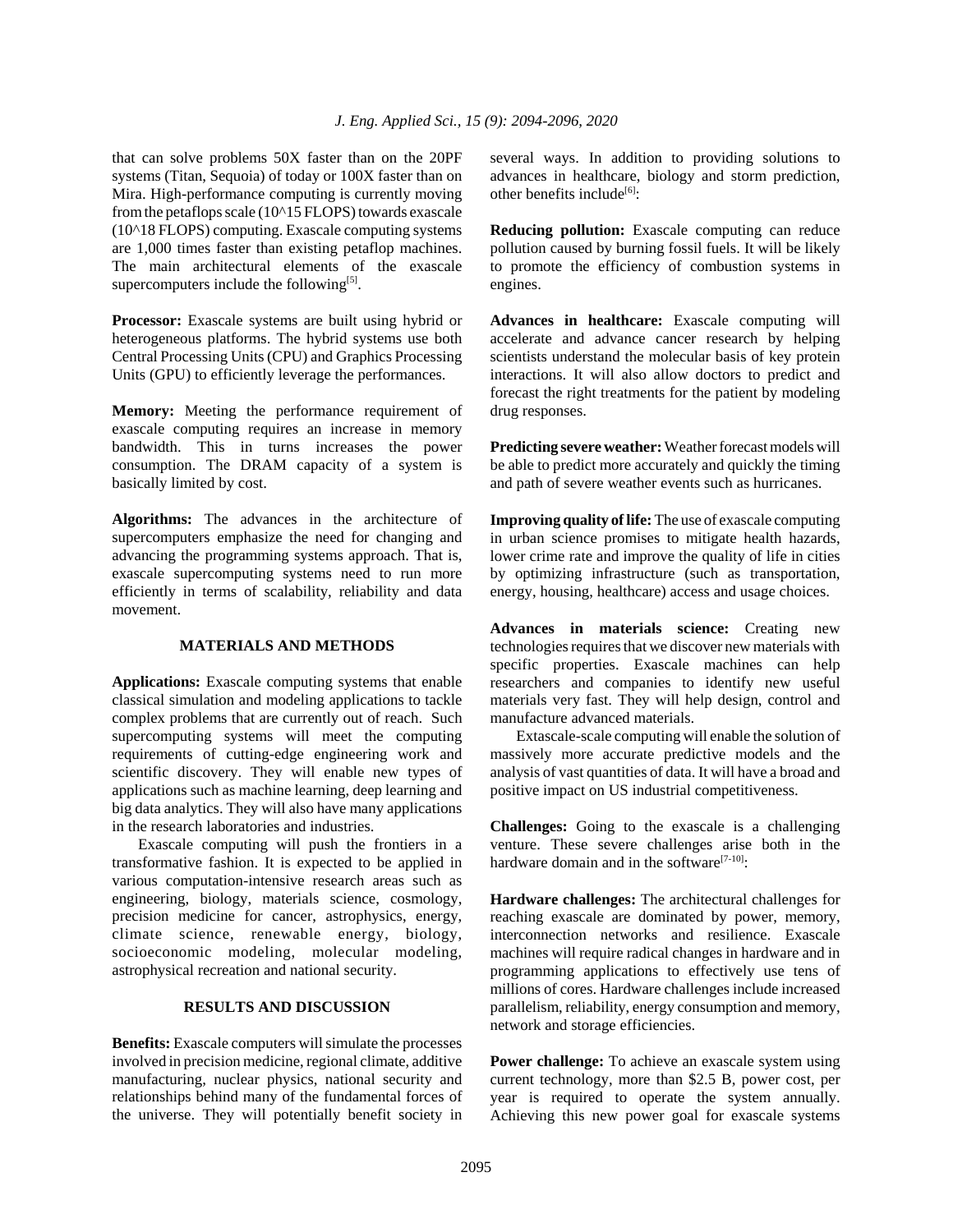that can solve problems 50X faster than on the 20PF systems (Titan, Sequoia) of today or 100X faster than on Mira. High-performance computing is currently moving from the petaflops scale (10^15 FLOPS) towards exascale (10^18 FLOPS) computing. Exascale computing systems are 1,000 times faster than existing petaflop machines. The main architectural elements of the exascale supercomputers include the following[5].

**Processor:** Exascale systems are built using hybrid or heterogeneous platforms. The hybrid systems use both Central Processing Units (CPU) and Graphics Processing Units (GPU) to efficiently leverage the performances.

**Memory:** Meeting the performance requirement of exascale computing requires an increase in memory bandwidth. This in turns increases the power consumption. The DRAM capacity of a system is basically limited by cost.

**Algorithms:** The advances in the architecture of supercomputers emphasize the need for changing and advancing the programming systems approach. That is, exascale supercomputing systems need to run more efficiently in terms of scalability, reliability and data movement.

## MATERIALS AND METHODS

**Applications:** Exascale computing systems that enable classical simulation and modeling applications to tackle complex problems that are currently out of reach. Such supercomputing systems will meet the computing requirements of cutting-edge engineering work and scientific discovery. They will enable new types of applications such as machine learning, deep learning and big data analytics. They will also have many applications in the research laboratories and industries.

Exascale computing will push the frontiers in a transformative fashion. It is expected to be applied in various computation-intensive research areas such as engineering, biology, materials science, cosmology, precision medicine for cancer, astrophysics, energy, climate science, renewable energy, biology, socioeconomic modeling, molecular modeling, astrophysical recreation and national security.

## RESULTS AND DISCUSSION

**Benefits:** Exascale computers will simulate the processes involved in precision medicine, regional climate, additive manufacturing, nuclear physics, national security and relationships behind many of the fundamental forces of the universe. They will potentially benefit society in several ways. In addition to providing solutions to advances in healthcare, biology and storm prediction, other benefits include[6]:

**Reducing pollution:** Exascale computing can reduce pollution caused by burning fossil fuels. It will be likely to promote the efficiency of combustion systems in engines.

**Advances in healthcare:** Exascale computing will accelerate and advance cancer research by helping scientists understand the molecular basis of key protein interactions. It will also allow doctors to predict and forecast the right treatments for the patient by modeling drug responses.

**Predicting severe weather:** Weather forecast models will be able to predict more accurately and quickly the timing and path of severe weather events such as hurricanes.

**Improving quality of life:** The use of exascale computing in urban science promises to mitigate health hazards, lower crime rate and improve the quality of life in cities by optimizing infrastructure (such as transportation, energy, housing, healthcare) access and usage choices.

**Advances in materials science:** Creating new technologies requires that we discover new materials with specific properties. Exascale machines can help researchers and companies to identify new useful materials very fast. They will help design, control and manufacture advanced materials.

Extascale-scale computing will enable the solution of massively more accurate predictive models and the analysis of vast quantities of data. It will have a broad and positive impact on US industrial competitiveness.

**Challenges:** Going to the exascale is a challenging venture. These severe challenges arise both in the hardware domain and in the software[7-10]:

**Hardware challenges:** The architectural challenges for reaching exascale are dominated by power, memory, interconnection networks and resilience. Exascale machines will require radical changes in hardware and in programming applications to effectively use tens of millions of cores. Hardware challenges include increased parallelism, reliability, energy consumption and memory, network and storage efficiencies.

**Power challenge:** To achieve an exascale system using current technology, more than \$2.5 B, power cost, per year is required to operate the system annually. Achieving this new power goal for exascale systems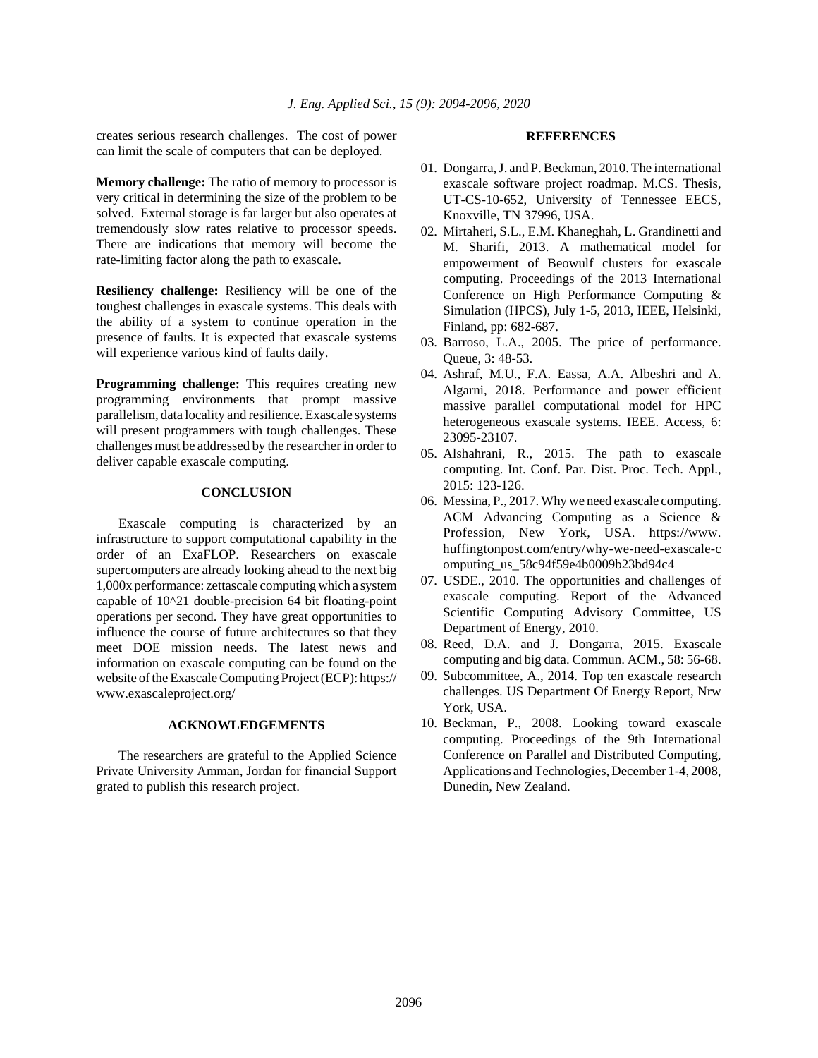creates serious research challenges. The cost of power can limit the scale of computers that can be deployed.

**Memory challenge:** The ratio of memory to processor is very critical in determining the size of the problem to be solved. External storage is far larger but also operates at tremendously slow rates relative to processor speeds. There are indications that memory will become the rate-limiting factor along the path to exascale.

**Resiliency challenge:** Resiliency will be one of the toughest challenges in exascale systems. This deals with the ability of a system to continue operation in the presence of faults. It is expected that exascale systems will experience various kind of faults daily.

**Programming challenge:** This requires creating new programming environments that prompt massive parallelism, data locality and resilience. Exascale systems will present programmers with tough challenges. These challenges must be addressed by the researcher in order to deliver capable exascale computing.

## CONCLUSION

Exascale computing is characterized by an infrastructure to support computational capability in the order of an ExaFLOP. Researchers on exascale supercomputers are already looking ahead to the next big 1,000x performance: zettascale computing which a system capable of 10^21 double-precision 64 bit floating-point operations per second. They have great opportunities to influence the course of future architectures so that they meet DOE mission needs. The latest news and information on exascale computing can be found on the website of the Exascale Computing Project (ECP): https://www.exascaleproject.org/

## ACKNOWLEDGEMENTS

The researchers are grateful to the Applied Science Private University Amman, Jordan for financial Support grated to publish this research project.

## REFERENCES

01. Dongarra, J. and P. Beckman, 2010. The international exascale software project roadmap. M.CS. Thesis, UT-CS-10-652, University of Tennessee EECS, Knoxville, TN 37996, USA.
02. Mirtaheri, S.L., E.M. Khaneghah, L. Grandinetti and M. Sharifi, 2013. A mathematical model for empowerment of Beowulf clusters for exascale computing. Proceedings of the 2013 International Conference on High Performance Computing & Simulation (HPCS), July 1-5, 2013, IEEE, Helsinki, Finland, pp: 682-687.
03. Barroso, L.A., 2005. The price of performance. Queue, 3: 48-53.
04. Ashraf, M.U., F.A. Eassa, A.A. Albeshri and A. Algarni, 2018. Performance and power efficient massive parallel computational model for HPC heterogeneous exascale systems. IEEE. Access, 6: 23095-23107.
05. Alshahrani, R., 2015. The path to exascale computing. Int. Conf. Par. Dist. Proc. Tech. Appl., 2015: 123-126.
06. Messina, P., 2017. Why we need exascale computing. ACM Advancing Computing as a Science & Profession, New York, USA. https://www.huffingtonpost.com/entry/why-we-need-exascale-computing_us_58c94f59e4b0009b23bd94c4
07. USDE., 2010. The opportunities and challenges of exascale computing. Report of the Advanced Scientific Computing Advisory Committee, US Department of Energy, 2010.
08. Reed, D.A. and J. Dongarra, 2015. Exascale computing and big data. Commun. ACM., 58: 56-68.
09. Subcommittee, A., 2014. Top ten exascale research challenges. US Department Of Energy Report, Nrw York, USA.
10. Beckman, P., 2008. Looking toward exascale computing. Proceedings of the 9th International Conference on Parallel and Distributed Computing, Applications and Technologies, December 1-4, 2008, Dunedin, New Zealand.